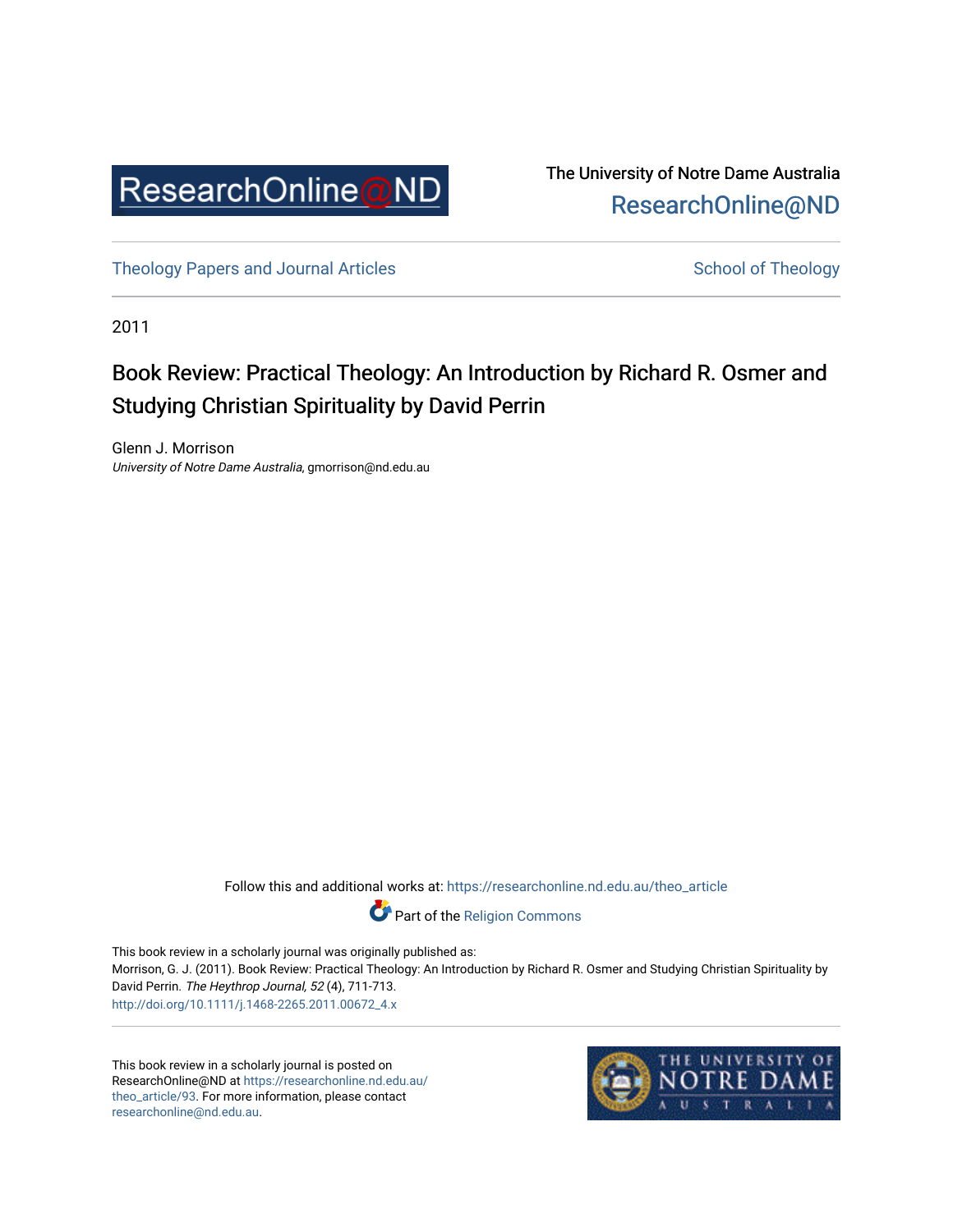ResearchOnline@ND

The University of Notre Dame Australia
ResearchOnline@ND

Theology Papers and Journal Articles

School of Theology

2011

# Book Review: Practical Theology: An Introduction by Richard R. Osmer and Studying Christian Spirituality by David Perrin

Glenn J. Morrison
*University of Notre Dame Australia*, gmorrison@nd.edu.au

Follow this and additional works at: https://researchonline.nd.edu.au/theo_article

Part of the Religion Commons

This book review in a scholarly journal was originally published as:
Morrison, G. J. (2011). Book Review: Practical Theology: An Introduction by Richard R. Osmer and Studying Christian Spirituality by David Perrin. *The Heythrop Journal, 52* (4), 711-713.
http://doi.org/10.1111/j.1468-2265.2011.00672_4.x

This book review in a scholarly journal is posted on ResearchOnline@ND at https://researchonline.nd.edu.au/theo_article/93. For more information, please contact researchonline@nd.edu.au.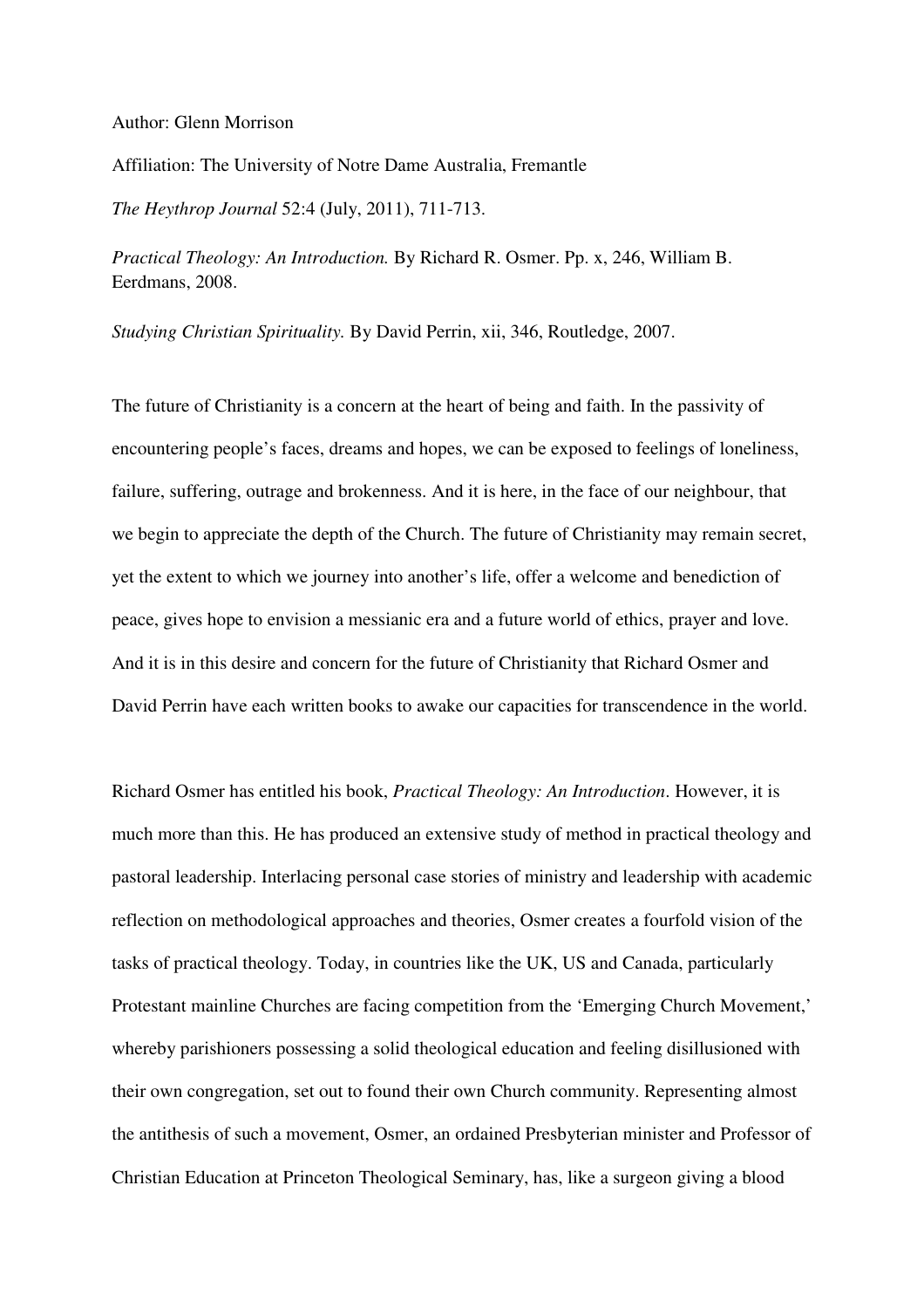Author: Glenn Morrison

Affiliation: The University of Notre Dame Australia, Fremantle

*The Heythrop Journal* 52:4 (July, 2011), 711-713.

*Practical Theology: An Introduction.* By Richard R. Osmer. Pp. x, 246, William B. Eerdmans, 2008.

*Studying Christian Spirituality.* By David Perrin, xii, 346, Routledge, 2007.

The future of Christianity is a concern at the heart of being and faith. In the passivity of encountering people's faces, dreams and hopes, we can be exposed to feelings of loneliness, failure, suffering, outrage and brokenness. And it is here, in the face of our neighbour, that we begin to appreciate the depth of the Church. The future of Christianity may remain secret, yet the extent to which we journey into another's life, offer a welcome and benediction of peace, gives hope to envision a messianic era and a future world of ethics, prayer and love. And it is in this desire and concern for the future of Christianity that Richard Osmer and David Perrin have each written books to awake our capacities for transcendence in the world.

Richard Osmer has entitled his book, *Practical Theology: An Introduction*. However, it is much more than this. He has produced an extensive study of method in practical theology and pastoral leadership. Interlacing personal case stories of ministry and leadership with academic reflection on methodological approaches and theories, Osmer creates a fourfold vision of the tasks of practical theology. Today, in countries like the UK, US and Canada, particularly Protestant mainline Churches are facing competition from the 'Emerging Church Movement,' whereby parishioners possessing a solid theological education and feeling disillusioned with their own congregation, set out to found their own Church community. Representing almost the antithesis of such a movement, Osmer, an ordained Presbyterian minister and Professor of Christian Education at Princeton Theological Seminary, has, like a surgeon giving a blood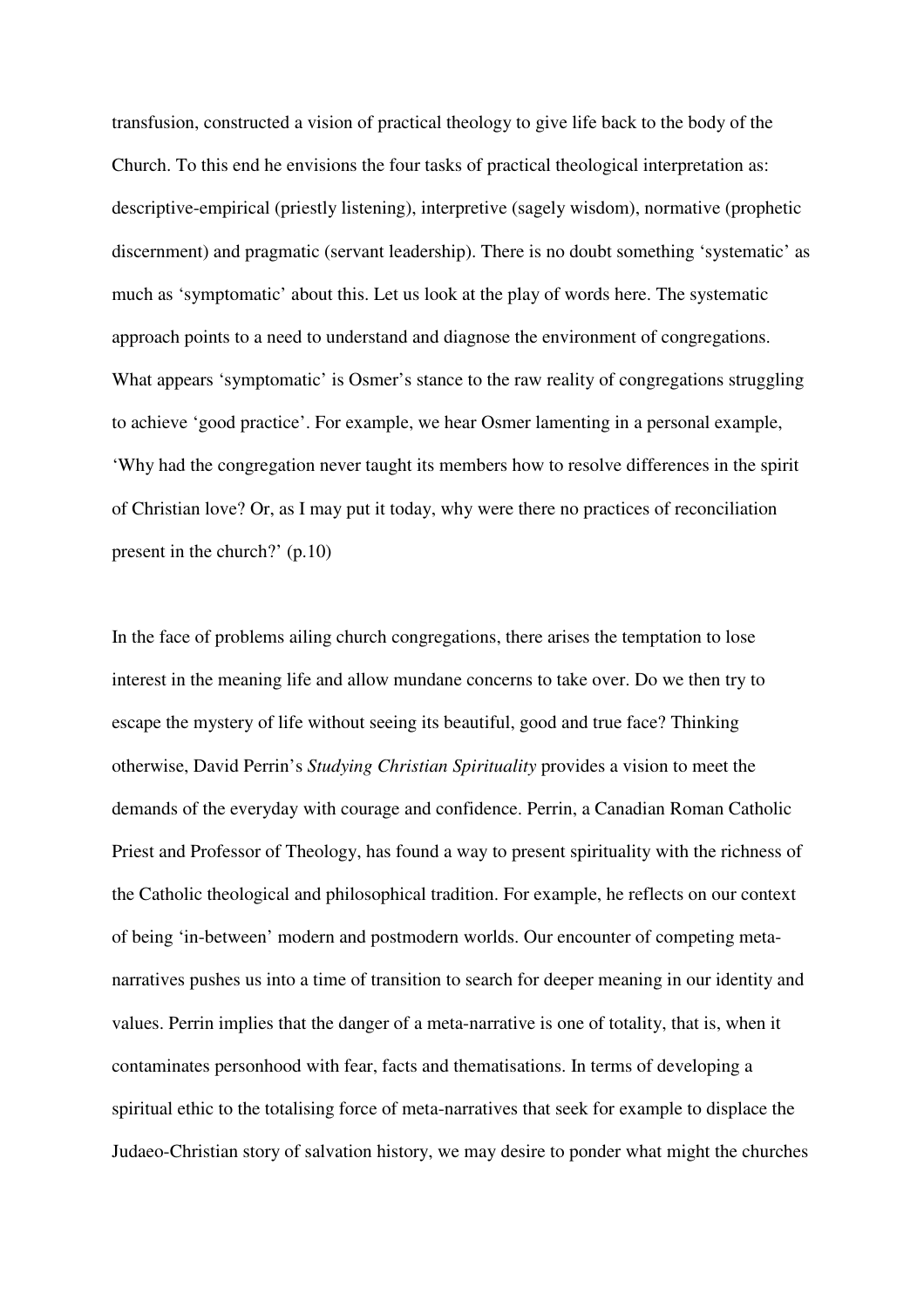transfusion, constructed a vision of practical theology to give life back to the body of the Church. To this end he envisions the four tasks of practical theological interpretation as: descriptive-empirical (priestly listening), interpretive (sagely wisdom), normative (prophetic discernment) and pragmatic (servant leadership). There is no doubt something 'systematic' as much as 'symptomatic' about this. Let us look at the play of words here. The systematic approach points to a need to understand and diagnose the environment of congregations. What appears 'symptomatic' is Osmer's stance to the raw reality of congregations struggling to achieve 'good practice'. For example, we hear Osmer lamenting in a personal example, 'Why had the congregation never taught its members how to resolve differences in the spirit of Christian love? Or, as I may put it today, why were there no practices of reconciliation present in the church?' (p.10)

In the face of problems ailing church congregations, there arises the temptation to lose interest in the meaning life and allow mundane concerns to take over. Do we then try to escape the mystery of life without seeing its beautiful, good and true face? Thinking otherwise, David Perrin's *Studying Christian Spirituality* provides a vision to meet the demands of the everyday with courage and confidence. Perrin, a Canadian Roman Catholic Priest and Professor of Theology, has found a way to present spirituality with the richness of the Catholic theological and philosophical tradition. For example, he reflects on our context of being 'in-between' modern and postmodern worlds. Our encounter of competing meta-narratives pushes us into a time of transition to search for deeper meaning in our identity and values. Perrin implies that the danger of a meta-narrative is one of totality, that is, when it contaminates personhood with fear, facts and thematisations. In terms of developing a spiritual ethic to the totalising force of meta-narratives that seek for example to displace the Judaeo-Christian story of salvation history, we may desire to ponder what might the churches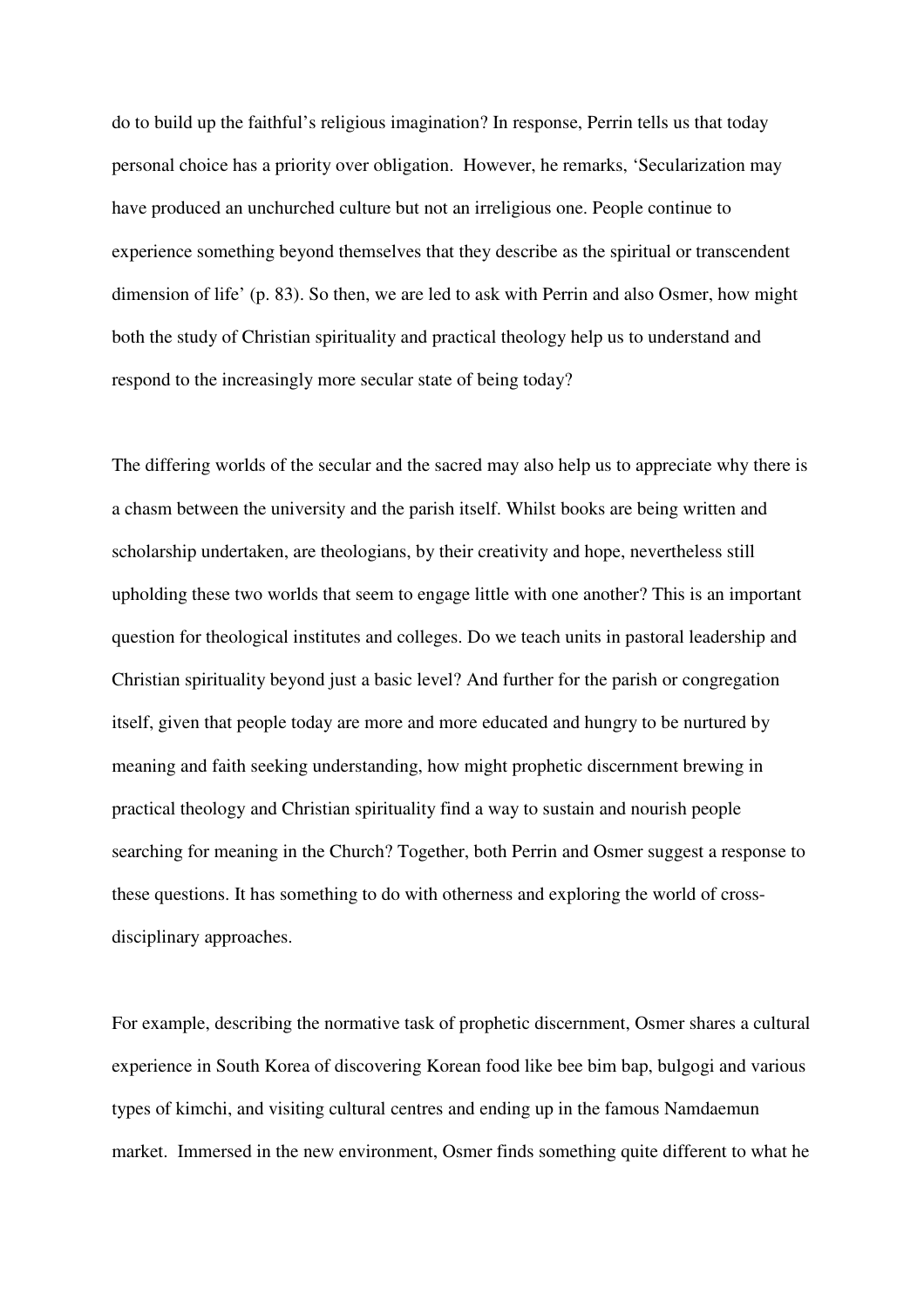do to build up the faithful's religious imagination? In response, Perrin tells us that today personal choice has a priority over obligation. However, he remarks, 'Secularization may have produced an unchurched culture but not an irreligious one. People continue to experience something beyond themselves that they describe as the spiritual or transcendent dimension of life' (p. 83). So then, we are led to ask with Perrin and also Osmer, how might both the study of Christian spirituality and practical theology help us to understand and respond to the increasingly more secular state of being today?

The differing worlds of the secular and the sacred may also help us to appreciate why there is a chasm between the university and the parish itself. Whilst books are being written and scholarship undertaken, are theologians, by their creativity and hope, nevertheless still upholding these two worlds that seem to engage little with one another? This is an important question for theological institutes and colleges. Do we teach units in pastoral leadership and Christian spirituality beyond just a basic level? And further for the parish or congregation itself, given that people today are more and more educated and hungry to be nurtured by meaning and faith seeking understanding, how might prophetic discernment brewing in practical theology and Christian spirituality find a way to sustain and nourish people searching for meaning in the Church? Together, both Perrin and Osmer suggest a response to these questions. It has something to do with otherness and exploring the world of cross-disciplinary approaches.

For example, describing the normative task of prophetic discernment, Osmer shares a cultural experience in South Korea of discovering Korean food like bee bim bap, bulgogi and various types of kimchi, and visiting cultural centres and ending up in the famous Namdaemun market. Immersed in the new environment, Osmer finds something quite different to what he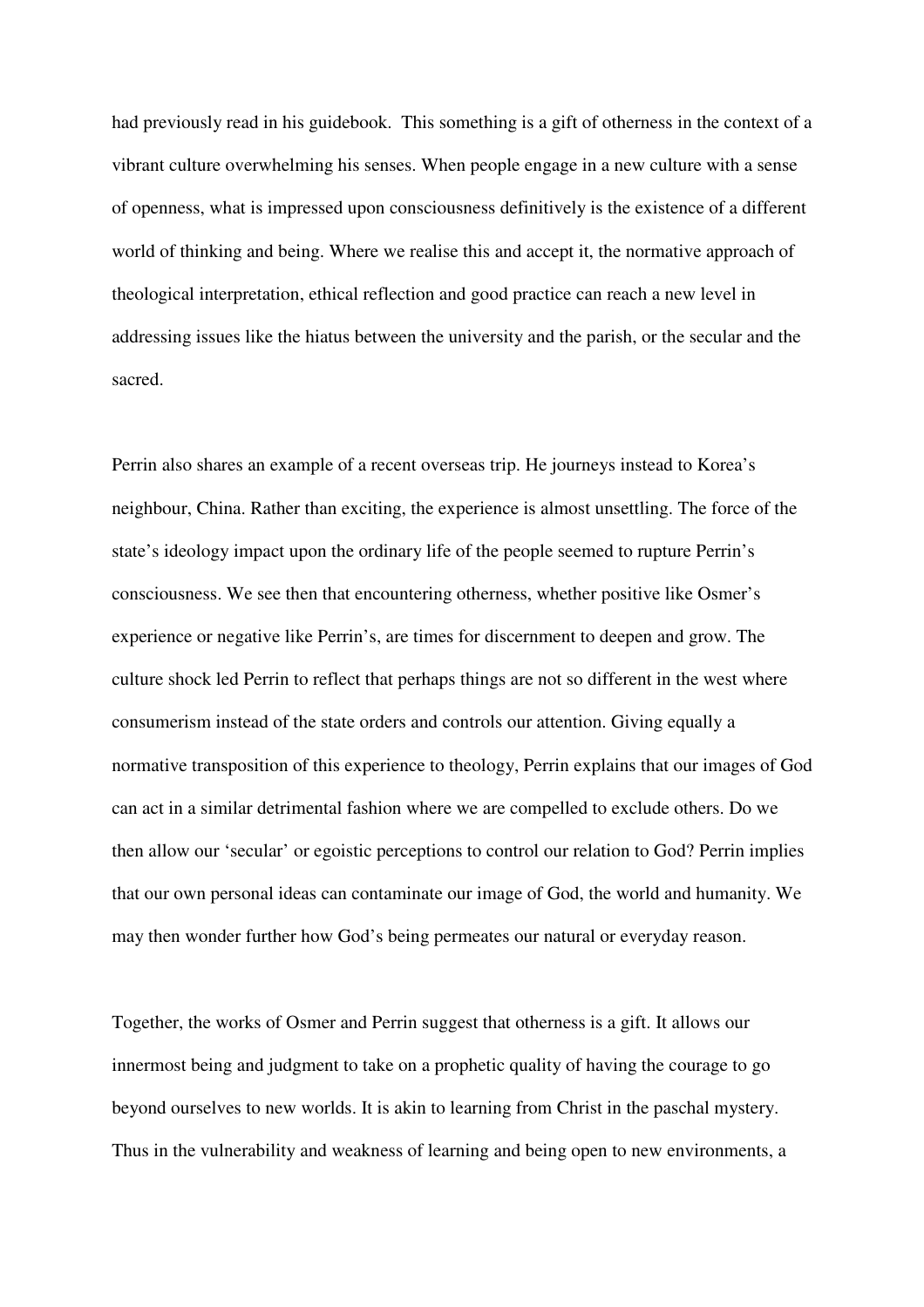had previously read in his guidebook. This something is a gift of otherness in the context of a vibrant culture overwhelming his senses. When people engage in a new culture with a sense of openness, what is impressed upon consciousness definitively is the existence of a different world of thinking and being. Where we realise this and accept it, the normative approach of theological interpretation, ethical reflection and good practice can reach a new level in addressing issues like the hiatus between the university and the parish, or the secular and the sacred.

Perrin also shares an example of a recent overseas trip. He journeys instead to Korea's neighbour, China. Rather than exciting, the experience is almost unsettling. The force of the state's ideology impact upon the ordinary life of the people seemed to rupture Perrin's consciousness. We see then that encountering otherness, whether positive like Osmer's experience or negative like Perrin's, are times for discernment to deepen and grow. The culture shock led Perrin to reflect that perhaps things are not so different in the west where consumerism instead of the state orders and controls our attention. Giving equally a normative transposition of this experience to theology, Perrin explains that our images of God can act in a similar detrimental fashion where we are compelled to exclude others. Do we then allow our 'secular' or egoistic perceptions to control our relation to God? Perrin implies that our own personal ideas can contaminate our image of God, the world and humanity. We may then wonder further how God's being permeates our natural or everyday reason.

Together, the works of Osmer and Perrin suggest that otherness is a gift. It allows our innermost being and judgment to take on a prophetic quality of having the courage to go beyond ourselves to new worlds. It is akin to learning from Christ in the paschal mystery. Thus in the vulnerability and weakness of learning and being open to new environments, a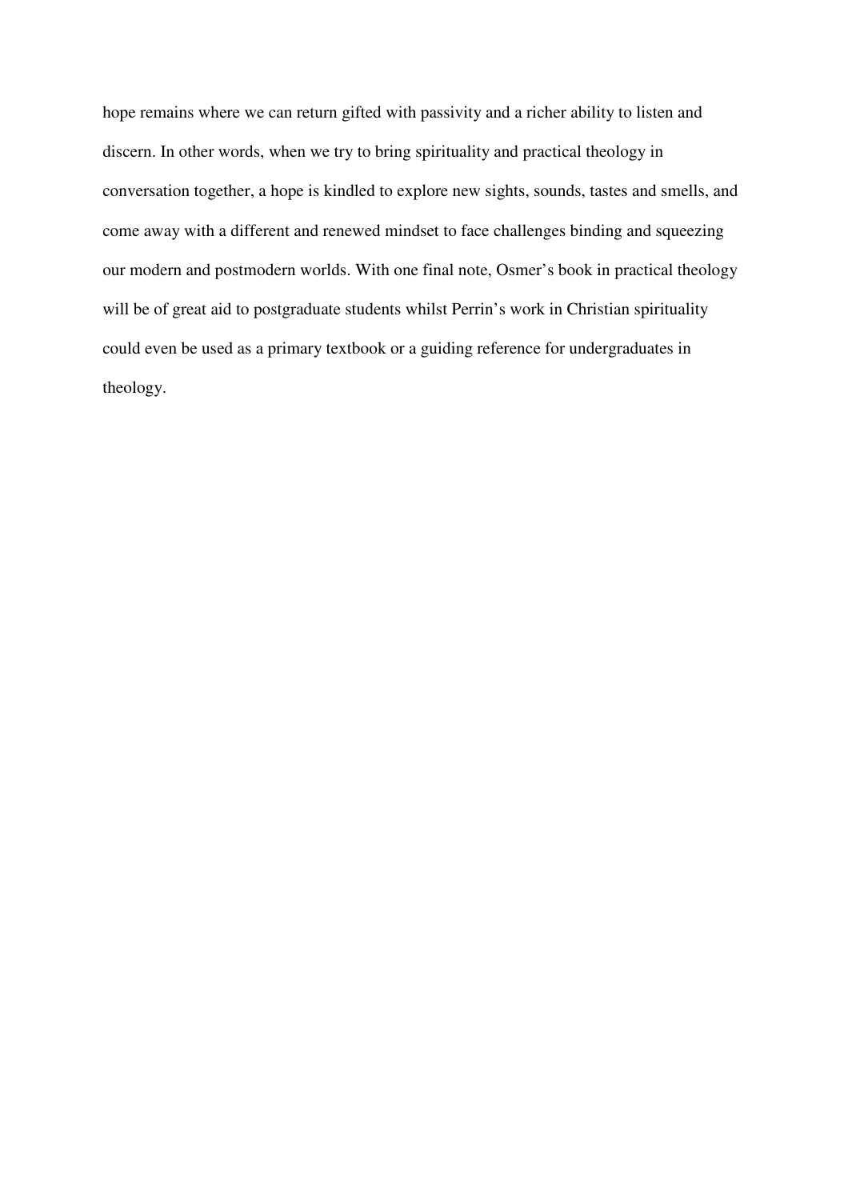hope remains where we can return gifted with passivity and a richer ability to listen and discern. In other words, when we try to bring spirituality and practical theology in conversation together, a hope is kindled to explore new sights, sounds, tastes and smells, and come away with a different and renewed mindset to face challenges binding and squeezing our modern and postmodern worlds. With one final note, Osmer's book in practical theology will be of great aid to postgraduate students whilst Perrin's work in Christian spirituality could even be used as a primary textbook or a guiding reference for undergraduates in theology.